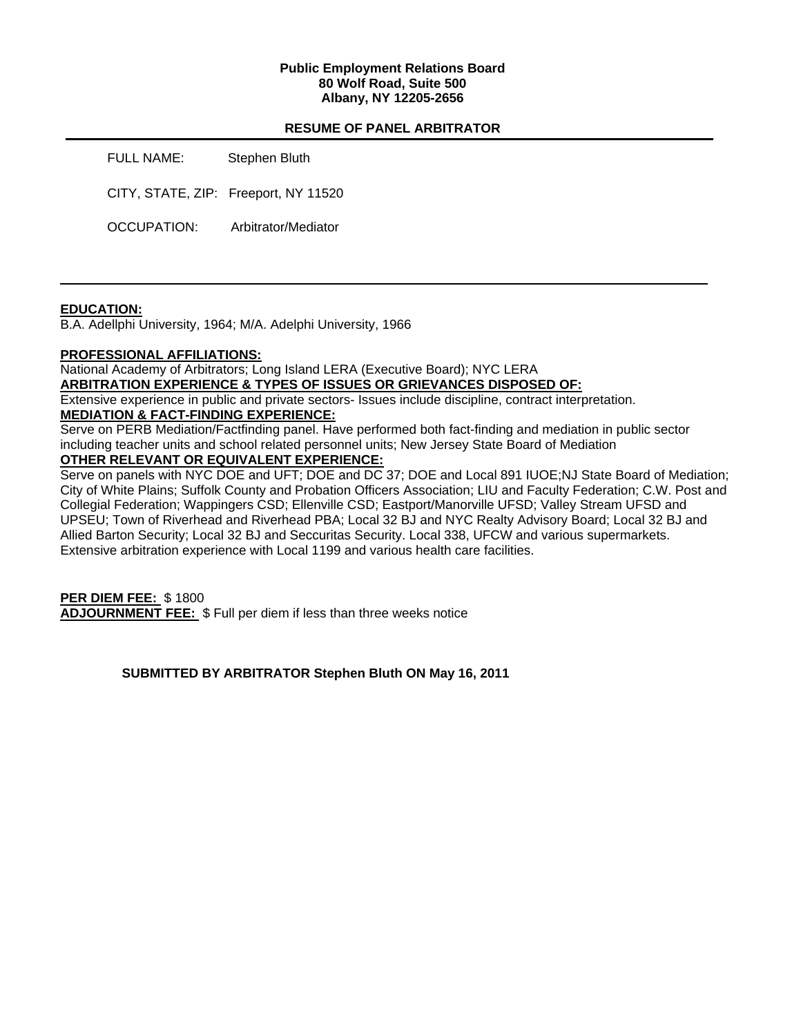**Public Employment Relations Board**
**80 Wolf Road, Suite 500**
**Albany, NY 12205-2656**

**RESUME OF PANEL ARBITRATOR**

FULL NAME: Stephen Bluth

CITY, STATE, ZIP: Freeport, NY 11520

OCCUPATION: Arbitrator/Mediator

---

**EDUCATION:**
B.A. Adellphi University, 1964; M/A. Adelphi University, 1966

**PROFESSIONAL AFFILIATIONS:**
National Academy of Arbitrators; Long Island LERA (Executive Board); NYC LERA

**ARBITRATION EXPERIENCE & TYPES OF ISSUES OR GRIEVANCES DISPOSED OF:**
Extensive experience in public and private sectors- Issues include discipline, contract interpretation.

**MEDIATION & FACT-FINDING EXPERIENCE:**
Serve on PERB Mediation/Factfinding panel. Have performed both fact-finding and mediation in public sector including teacher units and school related personnel units; New Jersey State Board of Mediation

**OTHER RELEVANT OR EQUIVALENT EXPERIENCE:**
Serve on panels with NYC DOE and UFT; DOE and DC 37; DOE and Local 891 IUOE;NJ State Board of Mediation; City of White Plains; Suffolk County and Probation Officers Association; LIU and Faculty Federation; C.W. Post and Collegial Federation; Wappingers CSD; Ellenville CSD; Eastport/Manorville UFSD; Valley Stream UFSD and UPSEU; Town of Riverhead and Riverhead PBA; Local 32 BJ and NYC Realty Advisory Board; Local 32 BJ and Allied Barton Security; Local 32 BJ and Seccuritas Security. Local 338, UFCW and various supermarkets. Extensive arbitration experience with Local 1199 and various health care facilities.

**PER DIEM FEE:** $ 1800
**ADJOURNMENT FEE:** $ Full per diem if less than three weeks notice

**SUBMITTED BY ARBITRATOR Stephen Bluth ON May 16, 2011**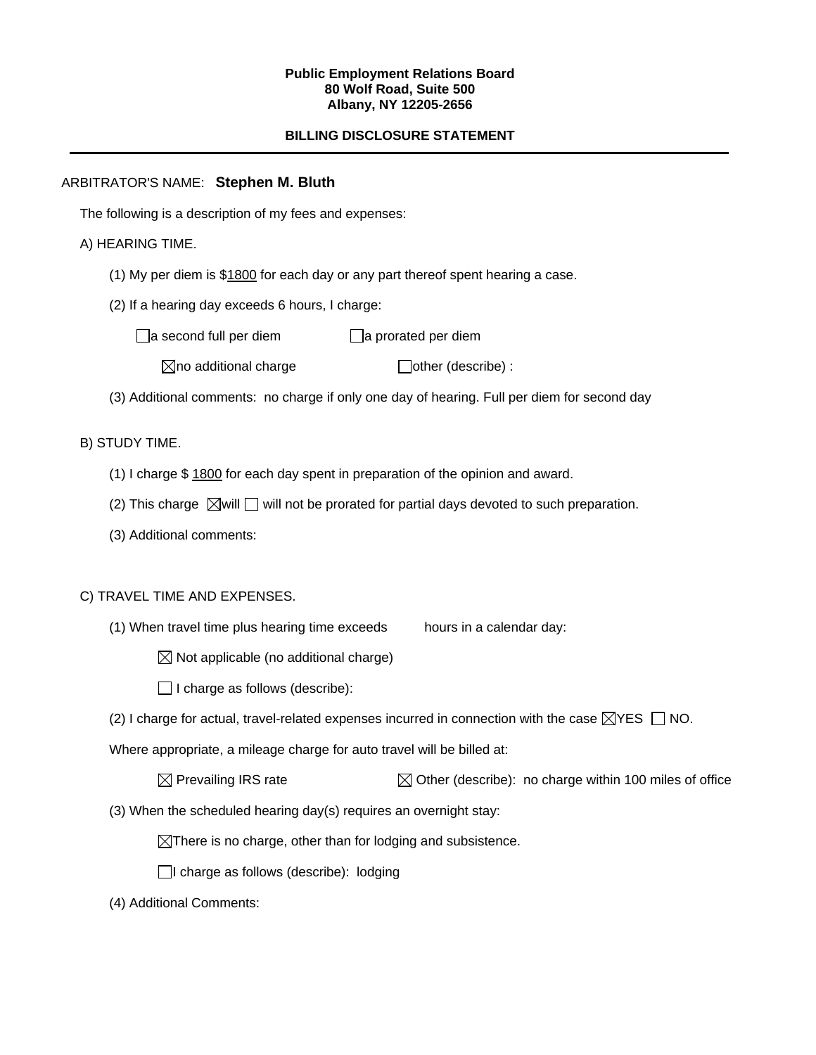**Public Employment Relations Board**
**80 Wolf Road, Suite 500**
**Albany, NY 12205-2656**

**BILLING DISCLOSURE STATEMENT**

---

ARBITRATOR'S NAME: **Stephen M. Bluth**

The following is a description of my fees and expenses:

A) HEARING TIME.

(1) My per diem is $1800 for each day or any part thereof spent hearing a case.

(2) If a hearing day exceeds 6 hours, I charge:

☐ a second full per diem ☐ a prorated per diem

☒ no additional charge ☐ other (describe) :

(3) Additional comments: no charge if only one day of hearing. Full per diem for second day

B) STUDY TIME.

(1) I charge $ 1800 for each day spent in preparation of the opinion and award.

(2) This charge ☒ will ☐ will not be prorated for partial days devoted to such preparation.

(3) Additional comments:

C) TRAVEL TIME AND EXPENSES.

(1) When travel time plus hearing time exceeds hours in a calendar day:

☒ Not applicable (no additional charge)

☐ I charge as follows (describe):

(2) I charge for actual, travel-related expenses incurred in connection with the case ☒ YES ☐ NO.

Where appropriate, a mileage charge for auto travel will be billed at:

☒ Prevailing IRS rate ☒ Other (describe): no charge within 100 miles of office

(3) When the scheduled hearing day(s) requires an overnight stay:

☒ There is no charge, other than for lodging and subsistence.

☐ I charge as follows (describe): lodging

(4) Additional Comments: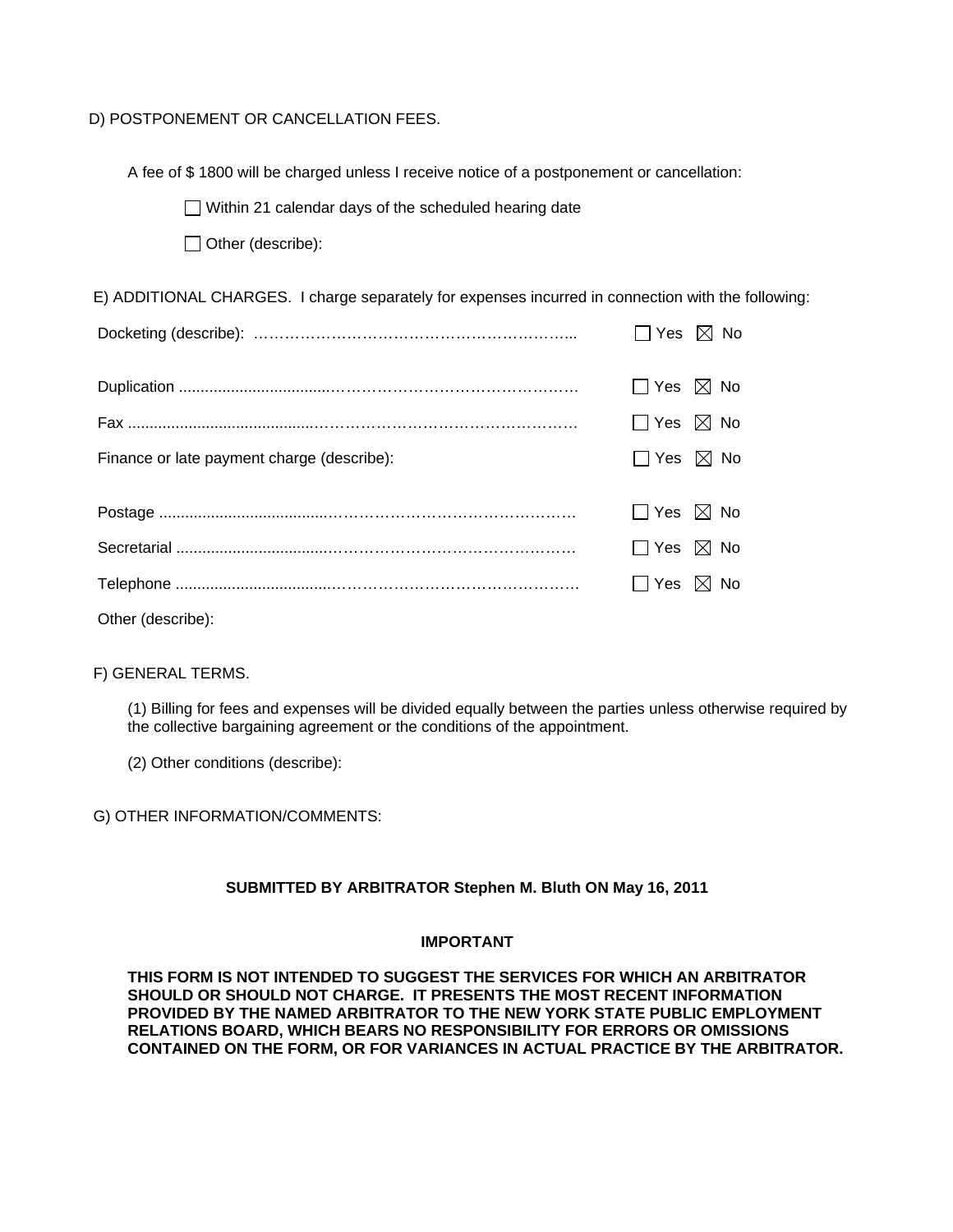D) POSTPONEMENT OR CANCELLATION FEES.

A fee of $ 1800 will be charged unless I receive notice of a postponement or cancellation:

☐ Within 21 calendar days of the scheduled hearing date

☐ Other (describe):

E) ADDITIONAL CHARGES. I charge separately for expenses incurred in connection with the following:

| | |
|---|---|
| Docketing (describe): …………………………………………………….. | ☐ Yes ☒ No |
| Duplication ……………………………………………………………… | ☐ Yes ☒ No |
| Fax ……………………………………………………………………… | ☐ Yes ☒ No |
| Finance or late payment charge (describe): | ☐ Yes ☒ No |
| Postage ………………………………………………………………… | ☐ Yes ☒ No |
| Secretarial ……………………………………………………………… | ☐ Yes ☒ No |
| Telephone ……………………………………………………………… | ☐ Yes ☒ No |

Other (describe):

F) GENERAL TERMS.

(1) Billing for fees and expenses will be divided equally between the parties unless otherwise required by the collective bargaining agreement or the conditions of the appointment.

(2) Other conditions (describe):

G) OTHER INFORMATION/COMMENTS:

**SUBMITTED BY ARBITRATOR Stephen M. Bluth ON May 16, 2011**

**IMPORTANT**

**THIS FORM IS NOT INTENDED TO SUGGEST THE SERVICES FOR WHICH AN ARBITRATOR SHOULD OR SHOULD NOT CHARGE. IT PRESENTS THE MOST RECENT INFORMATION PROVIDED BY THE NAMED ARBITRATOR TO THE NEW YORK STATE PUBLIC EMPLOYMENT RELATIONS BOARD, WHICH BEARS NO RESPONSIBILITY FOR ERRORS OR OMISSIONS CONTAINED ON THE FORM, OR FOR VARIANCES IN ACTUAL PRACTICE BY THE ARBITRATOR.**